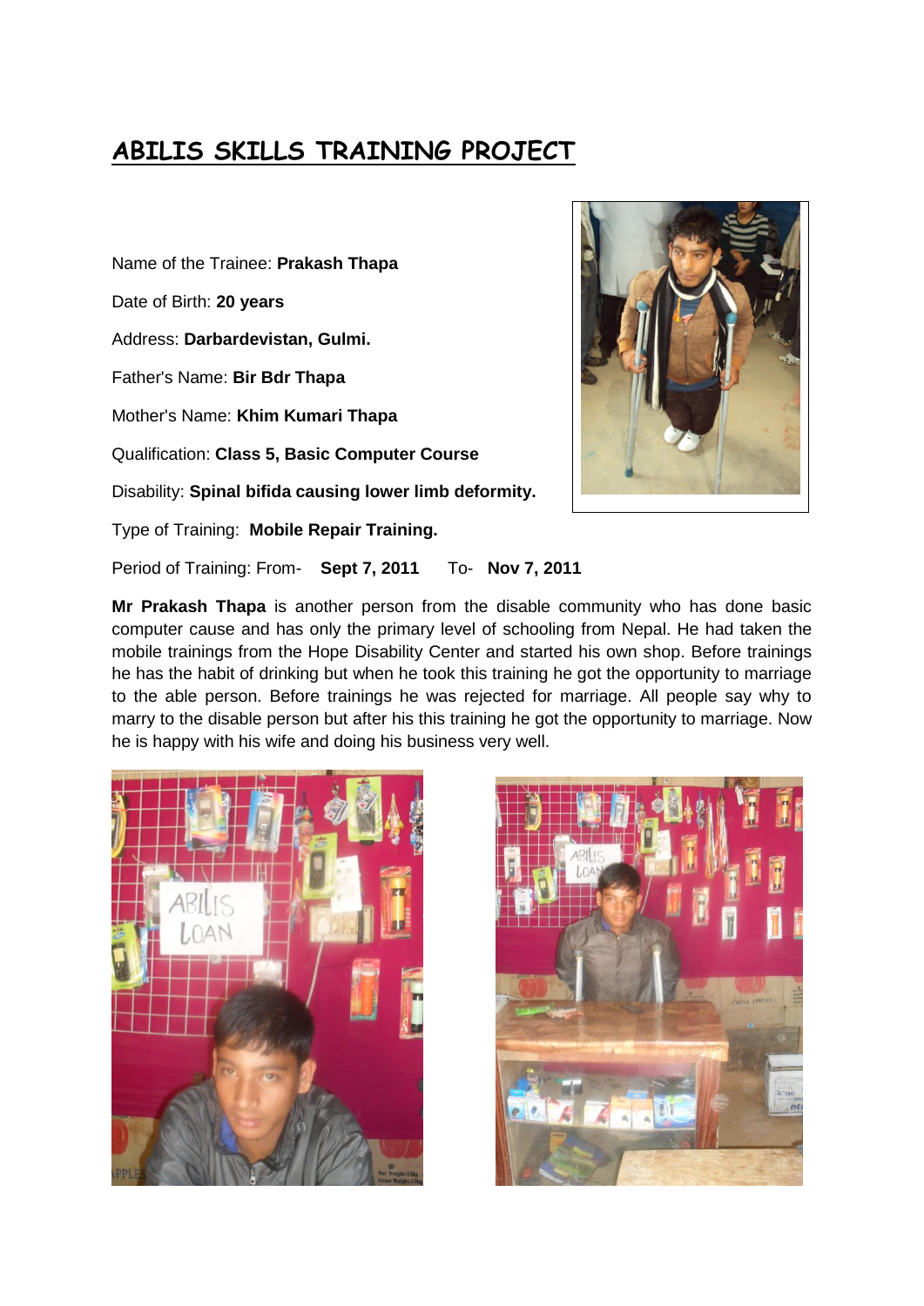# ABILIS SKILLS TRAINING PROJECT

Name of the Trainee: **Prakash Thapa**

Date of Birth: **20 years**

Address: **Darbardevistan, Gulmi.**

Father's Name: **Bir Bdr Thapa**

Mother's Name: **Khim Kumari Thapa**

Qualification: **Class 5, Basic Computer Course**

Disability: **Spinal bifida causing lower limb deformity.**

Type of Training: **Mobile Repair Training.**

Period of Training: From- **Sept 7, 2011** To- **Nov 7, 2011**

**Mr Prakash Thapa** is another person from the disable community who has done basic computer cause and has only the primary level of schooling from Nepal. He had taken the mobile trainings from the Hope Disability Center and started his own shop. Before trainings he has the habit of drinking but when he took this training he got the opportunity to marriage to the able person. Before trainings he was rejected for marriage. All people say why to marry to the disable person but after his this training he got the opportunity to marriage. Now he is happy with his wife and doing his business very well.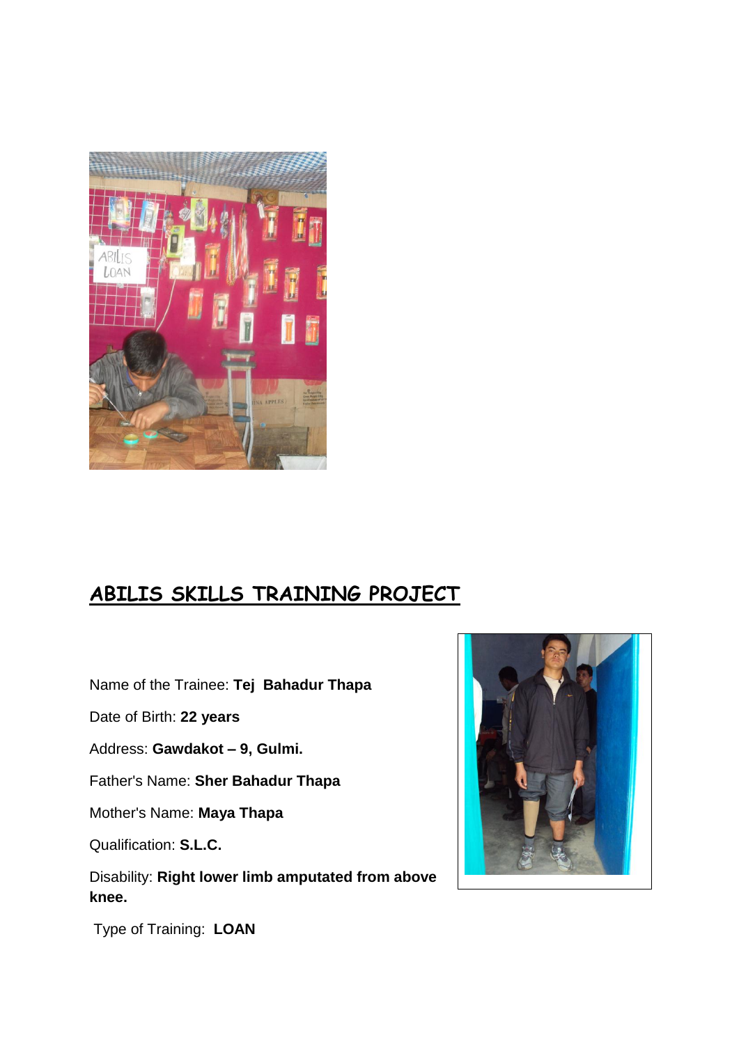## ABILIS SKILLS TRAINING PROJECT

Name of the Trainee: **Tej Bahadur Thapa**

Date of Birth: **22 years**

Address: **Gawdakot – 9, Gulmi.**

Father's Name: **Sher Bahadur Thapa**

Mother's Name: **Maya Thapa**

Qualification: **S.L.C.**

Disability: **Right lower limb amputated from above knee.**

Type of Training: **LOAN**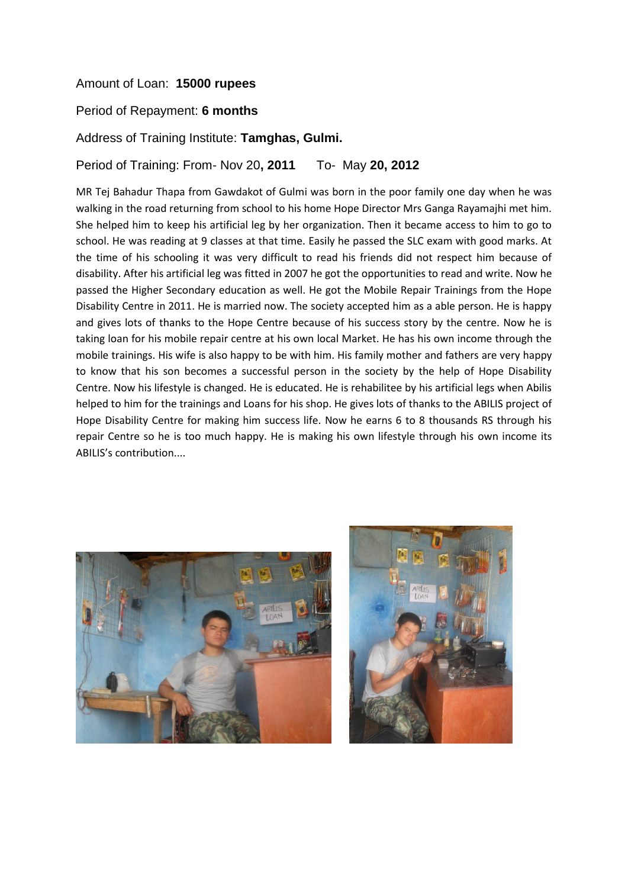Amount of Loan: **15000 rupees**

Period of Repayment: **6 months**

Address of Training Institute: **Tamghas, Gulmi.**

Period of Training: From- Nov 20**, 2011** To- May **20, 2012**

MR Tej Bahadur Thapa from Gawdakot of Gulmi was born in the poor family one day when he was walking in the road returning from school to his home Hope Director Mrs Ganga Rayamajhi met him. She helped him to keep his artificial leg by her organization. Then it became access to him to go to school. He was reading at 9 classes at that time. Easily he passed the SLC exam with good marks. At the time of his schooling it was very difficult to read his friends did not respect him because of disability. After his artificial leg was fitted in 2007 he got the opportunities to read and write. Now he passed the Higher Secondary education as well. He got the Mobile Repair Trainings from the Hope Disability Centre in 2011. He is married now. The society accepted him as a able person. He is happy and gives lots of thanks to the Hope Centre because of his success story by the centre. Now he is taking loan for his mobile repair centre at his own local Market. He has his own income through the mobile trainings. His wife is also happy to be with him. His family mother and fathers are very happy to know that his son becomes a successful person in the society by the help of Hope Disability Centre. Now his lifestyle is changed. He is educated. He is rehabilitee by his artificial legs when Abilis helped to him for the trainings and Loans for his shop. He gives lots of thanks to the ABILIS project of Hope Disability Centre for making him success life. Now he earns 6 to 8 thousands RS through his repair Centre so he is too much happy. He is making his own lifestyle through his own income its ABILIS's contribution....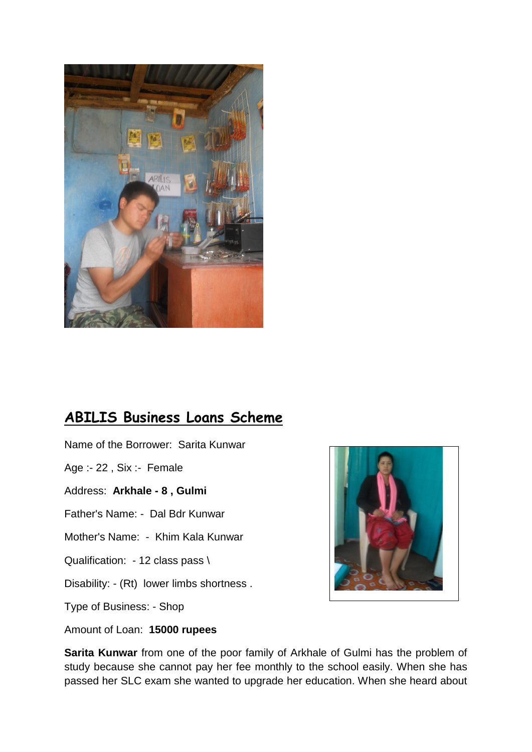## ABILIS Business Loans Scheme

Name of the Borrower: Sarita Kunwar

Age :- 22 , Six :- Female

Address: **Arkhale - 8 , Gulmi**

Father's Name: - Dal Bdr Kunwar

Mother's Name: - Khim Kala Kunwar

Qualification: - 12 class pass \

Disability: - (Rt) lower limbs shortness .

Type of Business: - Shop

Amount of Loan: **15000 rupees**

**Sarita Kunwar** from one of the poor family of Arkhale of Gulmi has the problem of study because she cannot pay her fee monthly to the school easily. When she has passed her SLC exam she wanted to upgrade her education. When she heard about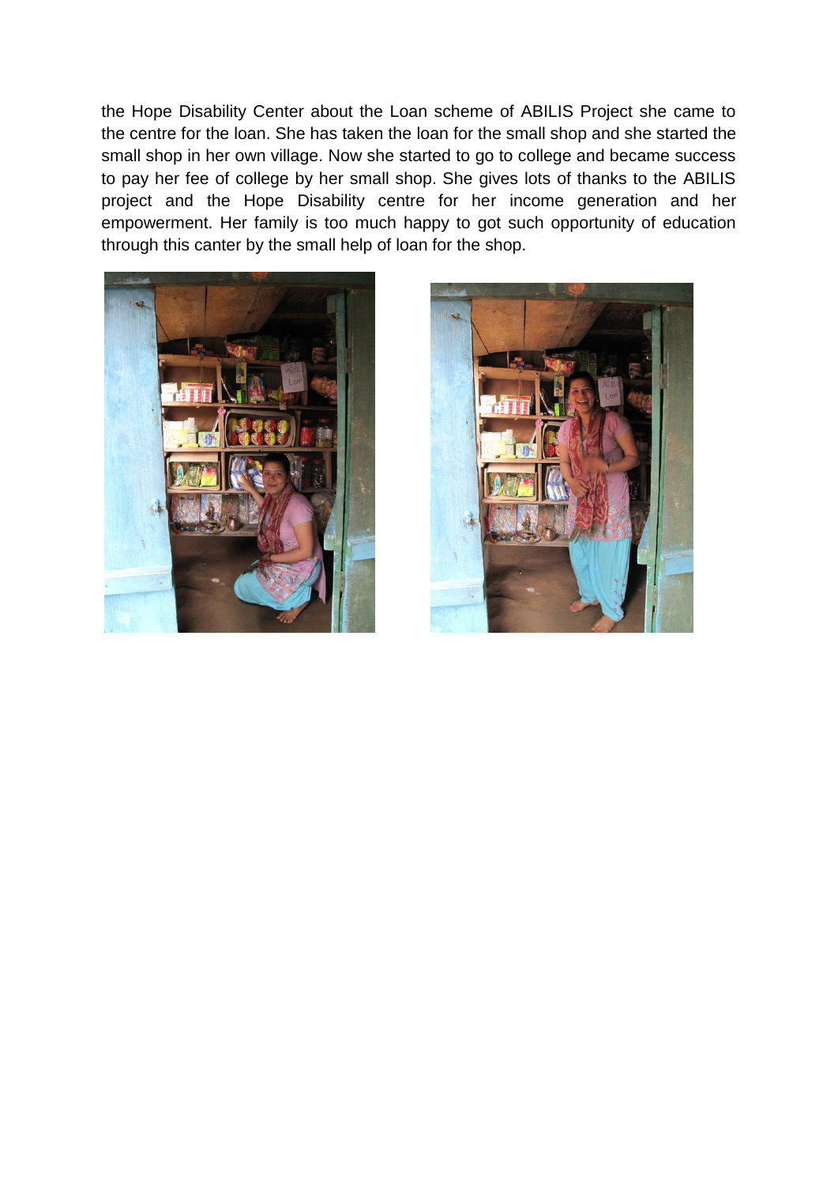the Hope Disability Center about the Loan scheme of ABILIS Project she came to the centre for the loan. She has taken the loan for the small shop and she started the small shop in her own village. Now she started to go to college and became success to pay her fee of college by her small shop. She gives lots of thanks to the ABILIS project and the Hope Disability centre for her income generation and her empowerment. Her family is too much happy to got such opportunity of education through this canter by the small help of loan for the shop.